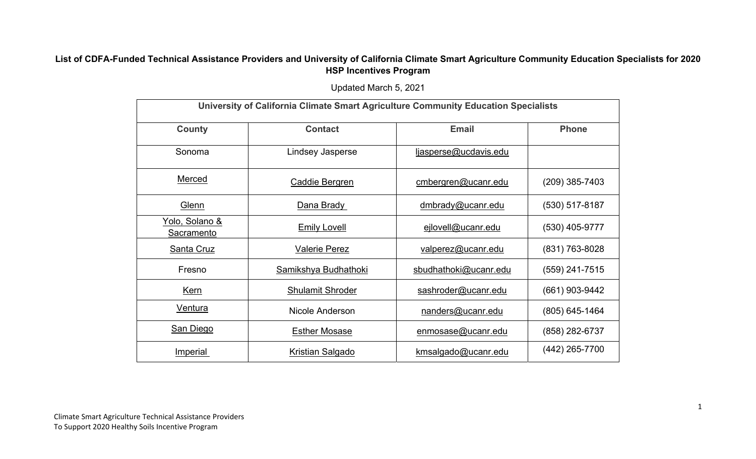# List of CDFA-Funded Technical Assistance Providers and University of California Climate Smart Agriculture Community Education Specialists for 2020 HSP Incentives Program

Updated March 5, 2021

| University of California Climate Smart Agriculture Community Education Specialists | | | |
|---|---|---|---|
| **County** | **Contact** | **Email** | **Phone** |
| Sonoma | Lindsey Jasperse | ljasperse@ucdavis.edu | |
| Merced | Caddie Bergren | cmbergren@ucanr.edu | (209) 385-7403 |
| Glenn | Dana Brady | dmbrady@ucanr.edu | (530) 517-8187 |
| Yolo, Solano & Sacramento | Emily Lovell | ejlovell@ucanr.edu | (530) 405-9777 |
| Santa Cruz | Valerie Perez | valperez@ucanr.edu | (831) 763-8028 |
| Fresno | Samikshya Budhathoki | sbudhathoki@ucanr.edu | (559) 241-7515 |
| Kern | Shulamit Shroder | sashroder@ucanr.edu | (661) 903-9442 |
| Ventura | Nicole Anderson | nanders@ucanr.edu | (805) 645-1464 |
| San Diego | Esther Mosase | enmosase@ucanr.edu | (858) 282-6737 |
| Imperial | Kristian Salgado | kmsalgado@ucanr.edu | (442) 265-7700 |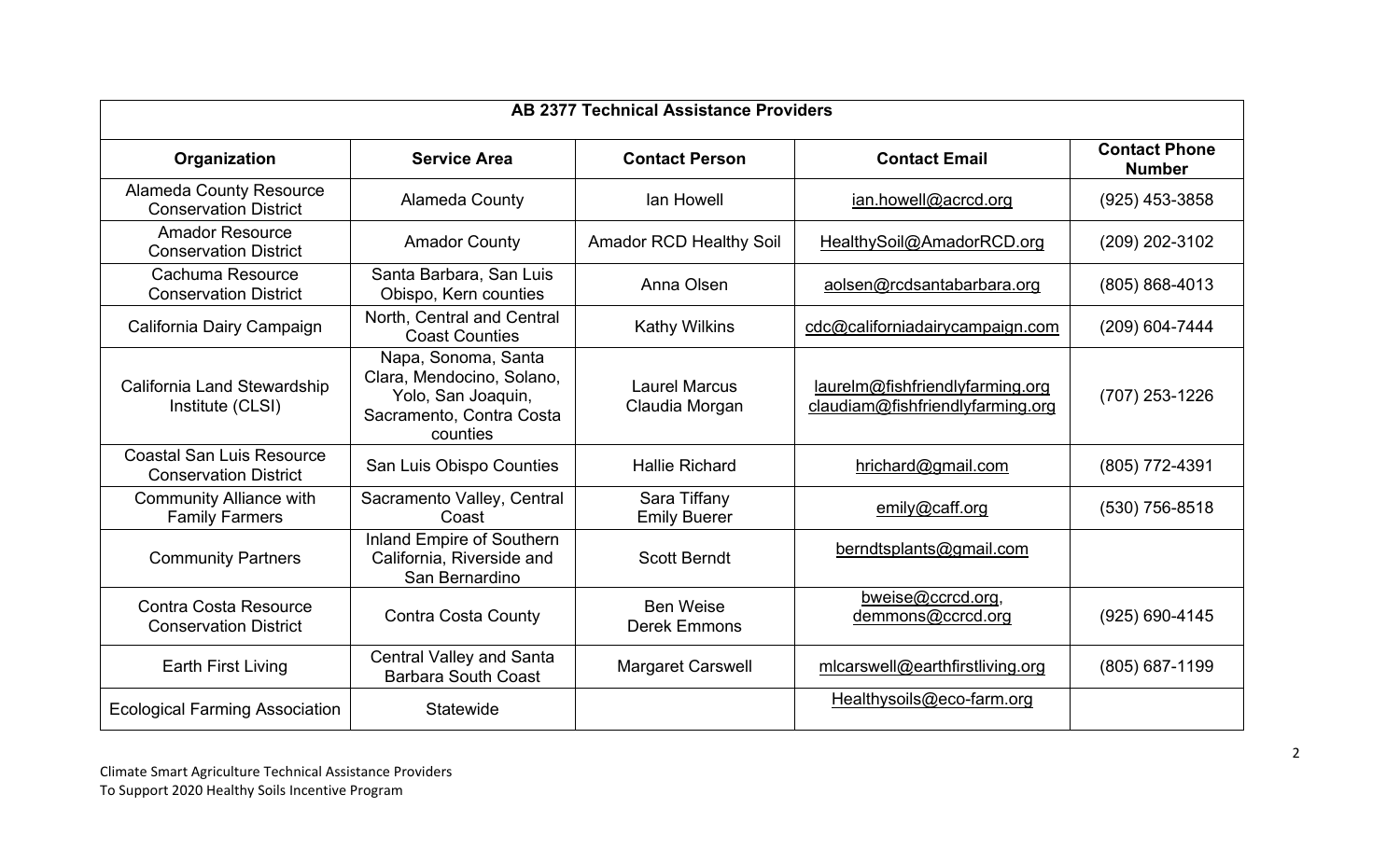| AB 2377 Technical Assistance Providers | | | | |
|---|---|---|---|---|
| **Organization** | **Service Area** | **Contact Person** | **Contact Email** | **Contact Phone Number** |
| Alameda County Resource Conservation District | Alameda County | Ian Howell | ian.howell@acrcd.org | (925) 453-3858 |
| Amador Resource Conservation District | Amador County | Amador RCD Healthy Soil | HealthySoil@AmadorRCD.org | (209) 202-3102 |
| Cachuma Resource Conservation District | Santa Barbara, San Luis Obispo, Kern counties | Anna Olsen | aolsen@rcdsantabarbara.org | (805) 868-4013 |
| California Dairy Campaign | North, Central and Central Coast Counties | Kathy Wilkins | cdc@californiadairycampaign.com | (209) 604-7444 |
| California Land Stewardship Institute (CLSI) | Napa, Sonoma, Santa Clara, Mendocino, Solano, Yolo, San Joaquin, Sacramento, Contra Costa counties | Laurel Marcus<br>Claudia Morgan | laurelm@fishfriendlyfarming.org<br>claudiam@fishfriendlyfarming.org | (707) 253-1226 |
| Coastal San Luis Resource Conservation District | San Luis Obispo Counties | Hallie Richard | hrichard@gmail.com | (805) 772-4391 |
| Community Alliance with Family Farmers | Sacramento Valley, Central Coast | Sara Tiffany<br>Emily Buerer | emily@caff.org | (530) 756-8518 |
| Community Partners | Inland Empire of Southern California, Riverside and San Bernardino | Scott Berndt | berndtsplants@gmail.com | |
| Contra Costa Resource Conservation District | Contra Costa County | Ben Weise<br>Derek Emmons | bweise@ccrcd.org,<br>demmons@ccrcd.org | (925) 690-4145 |
| Earth First Living | Central Valley and Santa Barbara South Coast | Margaret Carswell | mlcarswell@earthfirstliving.org | (805) 687-1199 |
| Ecological Farming Association | Statewide | | Healthysoils@eco-farm.org | |

Climate Smart Agriculture Technical Assistance Providers
To Support 2020 Healthy Soils Incentive Program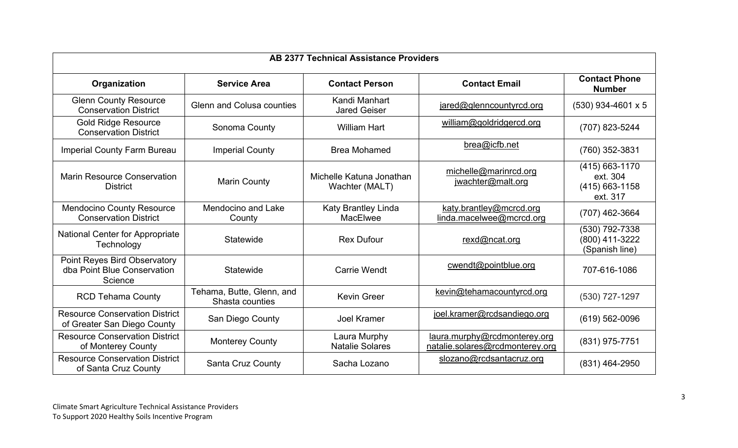| AB 2377 Technical Assistance Providers | | | | |
|---|---|---|---|---|
| **Organization** | **Service Area** | **Contact Person** | **Contact Email** | **Contact Phone Number** |
| Glenn County Resource Conservation District | Glenn and Colusa counties | Kandi Manhart Jared Geiser | jared@glenncountyrcd.org | (530) 934-4601 x 5 |
| Gold Ridge Resource Conservation District | Sonoma County | William Hart | william@goldridgercd.org | (707) 823-5244 |
| Imperial County Farm Bureau | Imperial County | Brea Mohamed | brea@icfb.net | (760) 352-3831 |
| Marin Resource Conservation District | Marin County | Michelle Katuna Jonathan Wachter (MALT) | michelle@marinrcd.org jwachter@malt.org | (415) 663-1170 ext. 304 (415) 663-1158 ext. 317 |
| Mendocino County Resource Conservation District | Mendocino and Lake County | Katy Brantley Linda MacElwee | katy.brantley@mcrcd.org linda.macelwee@mcrcd.org | (707) 462-3664 |
| National Center for Appropriate Technology | Statewide | Rex Dufour | rexd@ncat.org | (530) 792-7338 (800) 411-3222 (Spanish line) |
| Point Reyes Bird Observatory dba Point Blue Conservation Science | Statewide | Carrie Wendt | cwendt@pointblue.org | 707-616-1086 |
| RCD Tehama County | Tehama, Butte, Glenn, and Shasta counties | Kevin Greer | kevin@tehamacountyrcd.org | (530) 727-1297 |
| Resource Conservation District of Greater San Diego County | San Diego County | Joel Kramer | joel.kramer@rcdsandiego.org | (619) 562-0096 |
| Resource Conservation District of Monterey County | Monterey County | Laura Murphy Natalie Solares | laura.murphy@rcdmonterey.org natalie.solares@rcdmonterey.org | (831) 975-7751 |
| Resource Conservation District of Santa Cruz County | Santa Cruz County | Sacha Lozano | slozano@rcdsantacruz.org | (831) 464-2950 |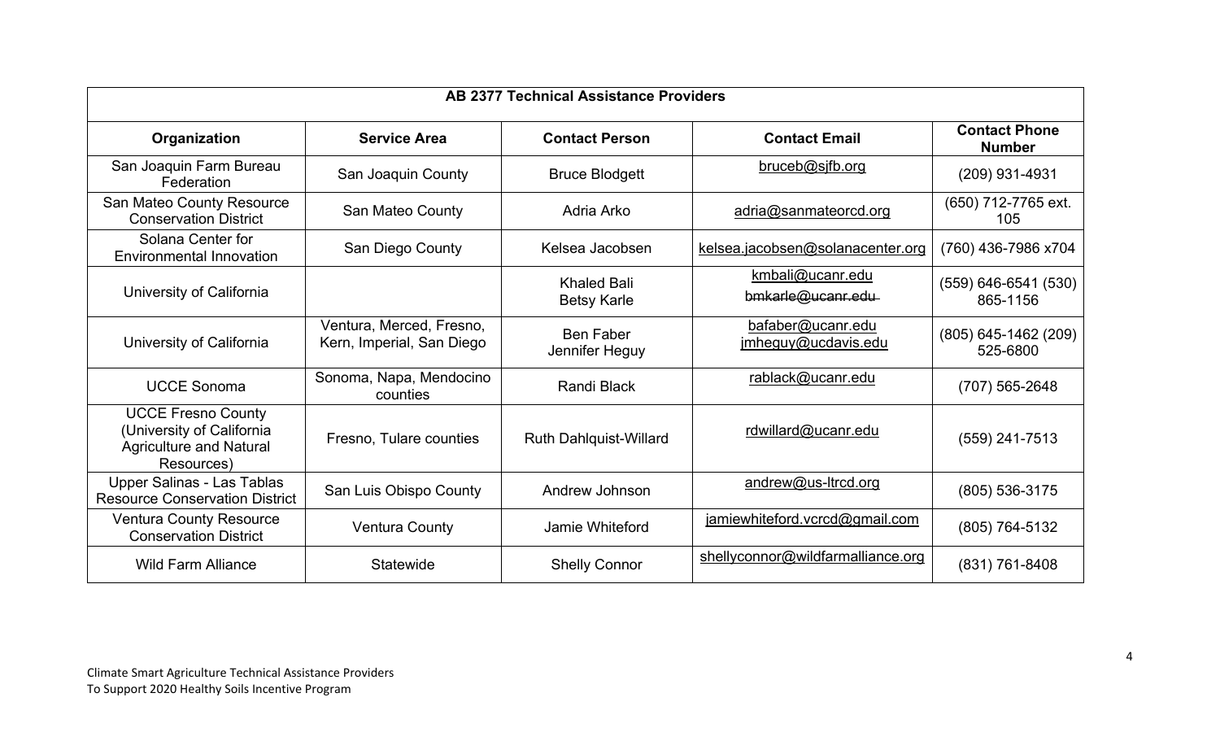| AB 2377 Technical Assistance Providers | | | | |
|---|---|---|---|---|
| **Organization** | **Service Area** | **Contact Person** | **Contact Email** | **Contact Phone Number** |
| San Joaquin Farm Bureau Federation | San Joaquin County | Bruce Blodgett | bruceb@sjfb.org | (209) 931-4931 |
| San Mateo County Resource Conservation District | San Mateo County | Adria Arko | adria@sanmateorcd.org | (650) 712-7765 ext. 105 |
| Solana Center for Environmental Innovation | San Diego County | Kelsea Jacobsen | kelsea.jacobsen@solanacenter.org | (760) 436-7986 x704 |
| University of California | | Khaled Bali<br>Betsy Karle | kmbali@ucanr.edu<br>bmkarle@ucanr.edu | (559) 646-6541 (530) 865-1156 |
| University of California | Ventura, Merced, Fresno, Kern, Imperial, San Diego | Ben Faber<br>Jennifer Heguy | bafaber@ucanr.edu<br>jmheguy@ucdavis.edu | (805) 645-1462 (209) 525-6800 |
| UCCE Sonoma | Sonoma, Napa, Mendocino counties | Randi Black | rablack@ucanr.edu | (707) 565-2648 |
| UCCE Fresno County (University of California Agriculture and Natural Resources) | Fresno, Tulare counties | Ruth Dahlquist-Willard | rdwillard@ucanr.edu | (559) 241-7513 |
| Upper Salinas - Las Tablas Resource Conservation District | San Luis Obispo County | Andrew Johnson | andrew@us-ltrcd.org | (805) 536-3175 |
| Ventura County Resource Conservation District | Ventura County | Jamie Whiteford | jamiewhiteford.vcrcd@gmail.com | (805) 764-5132 |
| Wild Farm Alliance | Statewide | Shelly Connor | shellyconnor@wildfarmalliance.org | (831) 761-8408 |